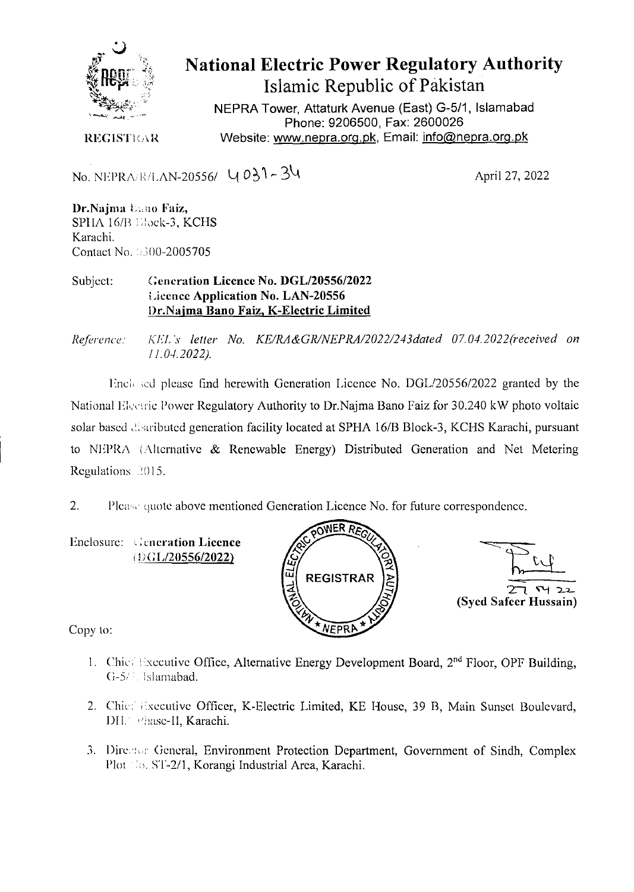# National Electric Power Regulatory Authority

## Islamic Republic of Pakistan

NEPRA Tower, Attaturk Avenue (East) G-5/1, Islamabad
Phone: 9206500, Fax: 2600026
Website: www.nepra.org.pk, Email: info@nepra.org.pk

REGISTRAR

No. NEPRA/R/LAN-20556/ 4031-34

April 27, 2022

**Dr.Najma Bano Faiz,**
SPHA 16/B Block-3, KCHS
Karachi.
Contact No. 0300-2005705

Subject: **Generation Licence No. DGL/20556/2022**
**Licence Application No. LAN-20556**
**Dr.Najma Bano Faiz, K-Electric Limited**

*Reference: KEL's letter No. KE/RA&GR/NEPRA/2022/243dated 07.04.2022(received on 11.04.2022).*

Enclosed please find herewith Generation Licence No. DGL/20556/2022 granted by the National Electric Power Regulatory Authority to Dr.Najma Bano Faiz for 30.240 kW photo voltaic solar based distributed generation facility located at SPHA 16/B Block-3, KCHS Karachi, pursuant to NEPRA (Alternative & Renewable Energy) Distributed Generation and Net Metering Regulations 2015.

2. Please quote above mentioned Generation Licence No. for future correspondence.

Enclosure: **Generation Licence (DGL/20556/2022)**

27 04 22
**(Syed Safeer Hussain)**

Copy to:

1. Chief Executive Office, Alternative Energy Development Board, 2nd Floor, OPF Building, G-5/2, Islamabad.
2. Chief Executive Officer, K-Electric Limited, KE House, 39 B, Main Sunset Boulevard, DHA Phase-II, Karachi.
3. Director General, Environment Protection Department, Government of Sindh, Complex Plot No. ST-2/1, Korangi Industrial Area, Karachi.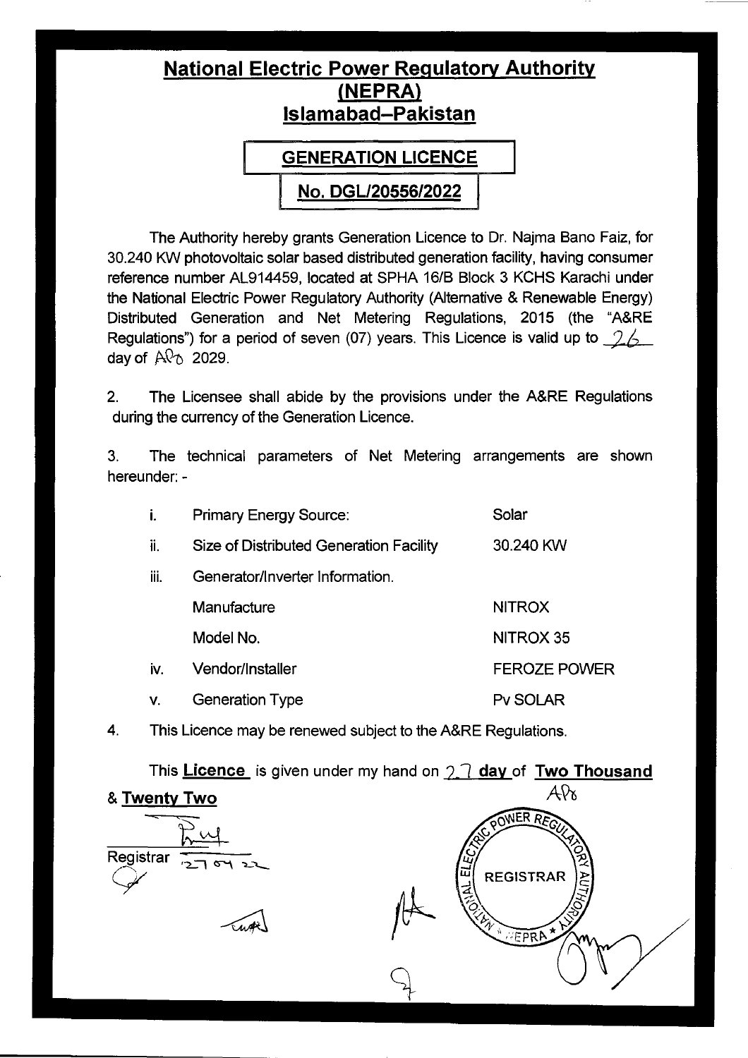# National Electric Power Regulatory Authority (NEPRA) Islamabad–Pakistan

## GENERATION LICENCE

## No. DGL/20556/2022

The Authority hereby grants Generation Licence to Dr. Najma Bano Faiz, for 30.240 KW photovoltaic solar based distributed generation facility, having consumer reference number AL914459, located at SPHA 16/B Block 3 KCHS Karachi under the National Electric Power Regulatory Authority (Alternative & Renewable Energy) Distributed Generation and Net Metering Regulations, 2015 (the "A&RE Regulations") for a period of seven (07) years. This Licence is valid up to 26 day of Apr 2029.

2. The Licensee shall abide by the provisions under the A&RE Regulations during the currency of the Generation Licence.

3. The technical parameters of Net Metering arrangements are shown hereunder: -

| | | |
|---|---|---|
| i. | Primary Energy Source: | Solar |
| ii. | Size of Distributed Generation Facility | 30.240 KW |
| iii. | Generator/Inverter Information. | |
| | Manufacture | NITROX |
| | Model No. | NITROX 35 |
| iv. | Vendor/Installer | FEROZE POWER |
| v. | Generation Type | Pv SOLAR |

4. This Licence may be renewed subject to the A&RE Regulations.

This **Licence** is given under my hand on 27 **day** of Apr **Two Thousand & Twenty Two**

Registrar 27 04 22

REGISTRAR
NATIONAL ELECTRIC POWER REGULATORY AUTHORITY
NEPRA